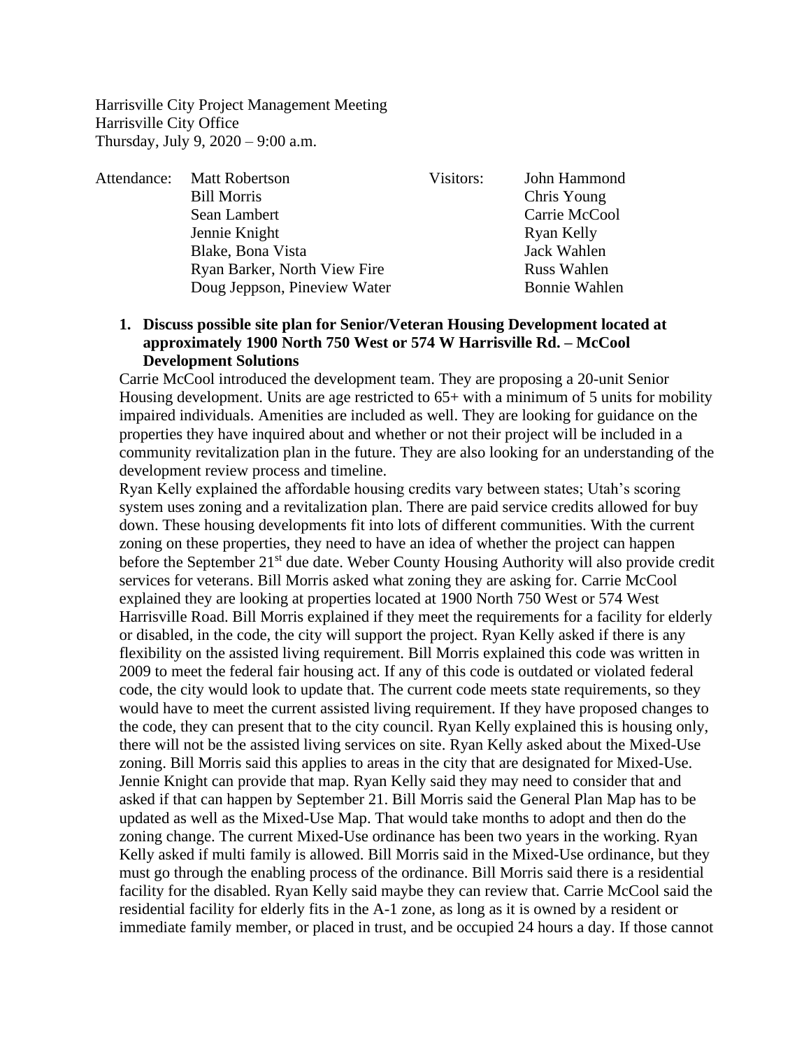Harrisville City Project Management Meeting
Harrisville City Office
Thursday, July 9, 2020 – 9:00 a.m.

| Attendance: | | Visitors: | |
|---|---|---|---|
| | Matt Robertson | | John Hammond |
| | Bill Morris | | Chris Young |
| | Sean Lambert | | Carrie McCool |
| | Jennie Knight | | Ryan Kelly |
| | Blake, Bona Vista | | Jack Wahlen |
| | Ryan Barker, North View Fire | | Russ Wahlen |
| | Doug Jeppson, Pineview Water | | Bonnie Wahlen |

1. **Discuss possible site plan for Senior/Veteran Housing Development located at approximately 1900 North 750 West or 574 W Harrisville Rd. – McCool Development Solutions**

Carrie McCool introduced the development team. They are proposing a 20-unit Senior Housing development. Units are age restricted to 65+ with a minimum of 5 units for mobility impaired individuals. Amenities are included as well. They are looking for guidance on the properties they have inquired about and whether or not their project will be included in a community revitalization plan in the future. They are also looking for an understanding of the development review process and timeline.

Ryan Kelly explained the affordable housing credits vary between states; Utah's scoring system uses zoning and a revitalization plan. There are paid service credits allowed for buy down. These housing developments fit into lots of different communities. With the current zoning on these properties, they need to have an idea of whether the project can happen before the September 21st due date. Weber County Housing Authority will also provide credit services for veterans. Bill Morris asked what zoning they are asking for. Carrie McCool explained they are looking at properties located at 1900 North 750 West or 574 West Harrisville Road. Bill Morris explained if they meet the requirements for a facility for elderly or disabled, in the code, the city will support the project. Ryan Kelly asked if there is any flexibility on the assisted living requirement. Bill Morris explained this code was written in 2009 to meet the federal fair housing act. If any of this code is outdated or violated federal code, the city would look to update that. The current code meets state requirements, so they would have to meet the current assisted living requirement. If they have proposed changes to the code, they can present that to the city council. Ryan Kelly explained this is housing only, there will not be the assisted living services on site. Ryan Kelly asked about the Mixed-Use zoning. Bill Morris said this applies to areas in the city that are designated for Mixed-Use. Jennie Knight can provide that map. Ryan Kelly said they may need to consider that and asked if that can happen by September 21. Bill Morris said the General Plan Map has to be updated as well as the Mixed-Use Map. That would take months to adopt and then do the zoning change. The current Mixed-Use ordinance has been two years in the working. Ryan Kelly asked if multi family is allowed. Bill Morris said in the Mixed-Use ordinance, but they must go through the enabling process of the ordinance. Bill Morris said there is a residential facility for the disabled. Ryan Kelly said maybe they can review that. Carrie McCool said the residential facility for elderly fits in the A-1 zone, as long as it is owned by a resident or immediate family member, or placed in trust, and be occupied 24 hours a day. If those cannot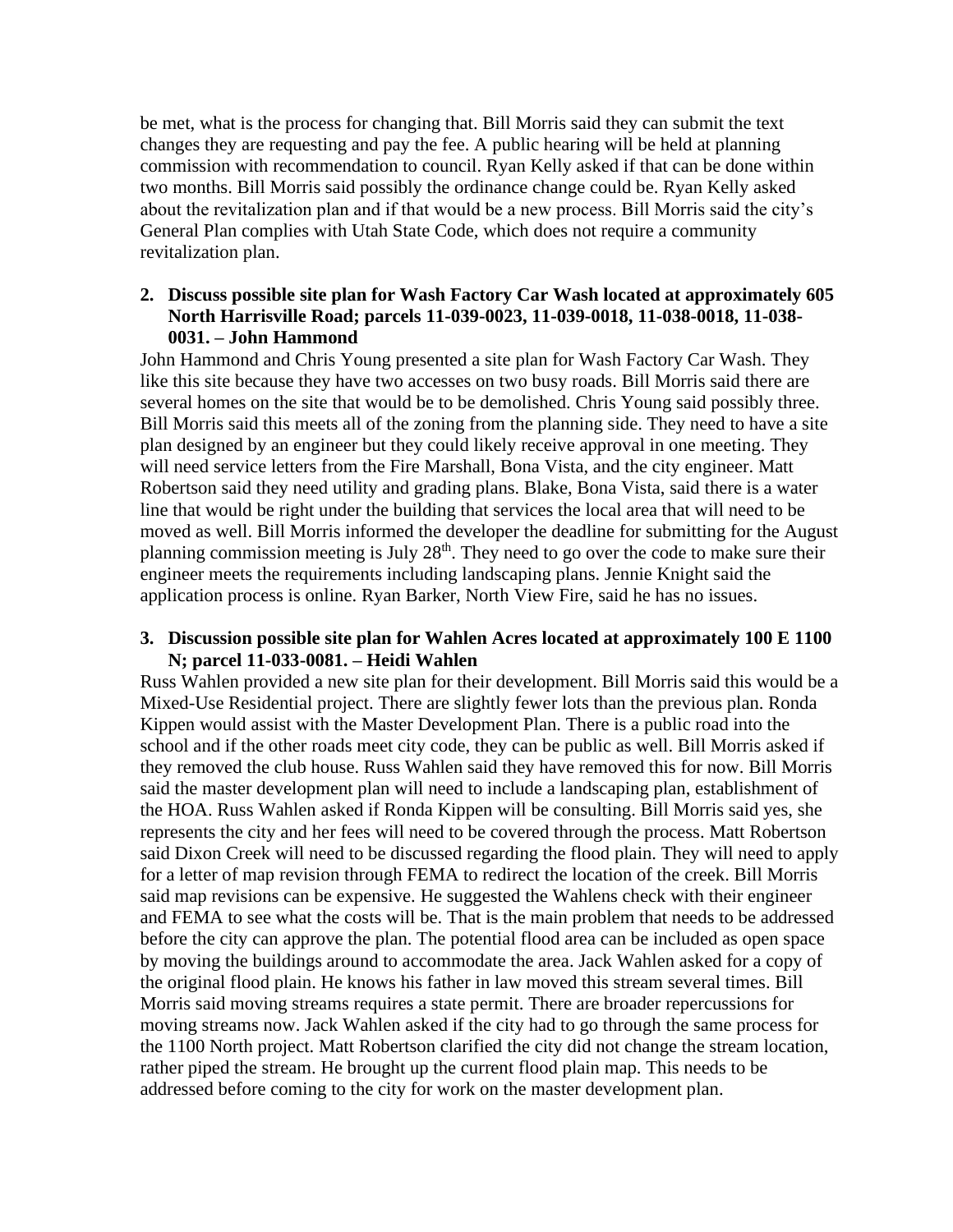be met, what is the process for changing that. Bill Morris said they can submit the text changes they are requesting and pay the fee. A public hearing will be held at planning commission with recommendation to council. Ryan Kelly asked if that can be done within two months. Bill Morris said possibly the ordinance change could be. Ryan Kelly asked about the revitalization plan and if that would be a new process. Bill Morris said the city's General Plan complies with Utah State Code, which does not require a community revitalization plan.

**2. Discuss possible site plan for Wash Factory Car Wash located at approximately 605 North Harrisville Road; parcels 11-039-0023, 11-039-0018, 11-038-0018, 11-038-0031. – John Hammond**

John Hammond and Chris Young presented a site plan for Wash Factory Car Wash. They like this site because they have two accesses on two busy roads. Bill Morris said there are several homes on the site that would be to be demolished. Chris Young said possibly three. Bill Morris said this meets all of the zoning from the planning side. They need to have a site plan designed by an engineer but they could likely receive approval in one meeting. They will need service letters from the Fire Marshall, Bona Vista, and the city engineer. Matt Robertson said they need utility and grading plans. Blake, Bona Vista, said there is a water line that would be right under the building that services the local area that will need to be moved as well. Bill Morris informed the developer the deadline for submitting for the August planning commission meeting is July 28th. They need to go over the code to make sure their engineer meets the requirements including landscaping plans. Jennie Knight said the application process is online. Ryan Barker, North View Fire, said he has no issues.

**3. Discussion possible site plan for Wahlen Acres located at approximately 100 E 1100 N; parcel 11-033-0081. – Heidi Wahlen**

Russ Wahlen provided a new site plan for their development. Bill Morris said this would be a Mixed-Use Residential project. There are slightly fewer lots than the previous plan. Ronda Kippen would assist with the Master Development Plan. There is a public road into the school and if the other roads meet city code, they can be public as well. Bill Morris asked if they removed the club house. Russ Wahlen said they have removed this for now. Bill Morris said the master development plan will need to include a landscaping plan, establishment of the HOA. Russ Wahlen asked if Ronda Kippen will be consulting. Bill Morris said yes, she represents the city and her fees will need to be covered through the process. Matt Robertson said Dixon Creek will need to be discussed regarding the flood plain. They will need to apply for a letter of map revision through FEMA to redirect the location of the creek. Bill Morris said map revisions can be expensive. He suggested the Wahlens check with their engineer and FEMA to see what the costs will be. That is the main problem that needs to be addressed before the city can approve the plan. The potential flood area can be included as open space by moving the buildings around to accommodate the area. Jack Wahlen asked for a copy of the original flood plain. He knows his father in law moved this stream several times. Bill Morris said moving streams requires a state permit. There are broader repercussions for moving streams now. Jack Wahlen asked if the city had to go through the same process for the 1100 North project. Matt Robertson clarified the city did not change the stream location, rather piped the stream. He brought up the current flood plain map. This needs to be addressed before coming to the city for work on the master development plan.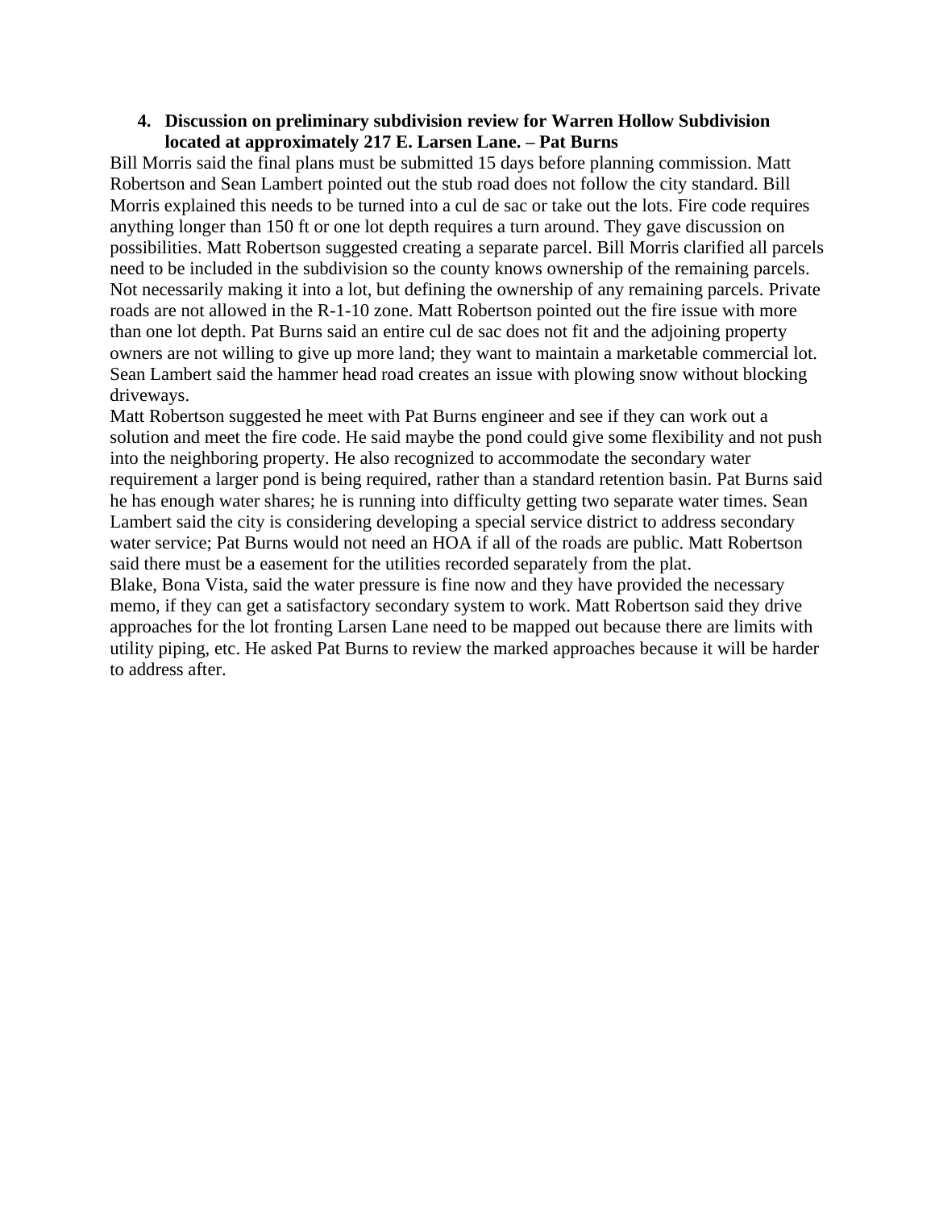4. **Discussion on preliminary subdivision review for Warren Hollow Subdivision located at approximately 217 E. Larsen Lane. – Pat Burns**

Bill Morris said the final plans must be submitted 15 days before planning commission. Matt Robertson and Sean Lambert pointed out the stub road does not follow the city standard. Bill Morris explained this needs to be turned into a cul de sac or take out the lots. Fire code requires anything longer than 150 ft or one lot depth requires a turn around. They gave discussion on possibilities. Matt Robertson suggested creating a separate parcel. Bill Morris clarified all parcels need to be included in the subdivision so the county knows ownership of the remaining parcels. Not necessarily making it into a lot, but defining the ownership of any remaining parcels. Private roads are not allowed in the R-1-10 zone. Matt Robertson pointed out the fire issue with more than one lot depth. Pat Burns said an entire cul de sac does not fit and the adjoining property owners are not willing to give up more land; they want to maintain a marketable commercial lot. Sean Lambert said the hammer head road creates an issue with plowing snow without blocking driveways.

Matt Robertson suggested he meet with Pat Burns engineer and see if they can work out a solution and meet the fire code. He said maybe the pond could give some flexibility and not push into the neighboring property. He also recognized to accommodate the secondary water requirement a larger pond is being required, rather than a standard retention basin. Pat Burns said he has enough water shares; he is running into difficulty getting two separate water times. Sean Lambert said the city is considering developing a special service district to address secondary water service; Pat Burns would not need an HOA if all of the roads are public. Matt Robertson said there must be a easement for the utilities recorded separately from the plat.

Blake, Bona Vista, said the water pressure is fine now and they have provided the necessary memo, if they can get a satisfactory secondary system to work. Matt Robertson said they drive approaches for the lot fronting Larsen Lane need to be mapped out because there are limits with utility piping, etc. He asked Pat Burns to review the marked approaches because it will be harder to address after.